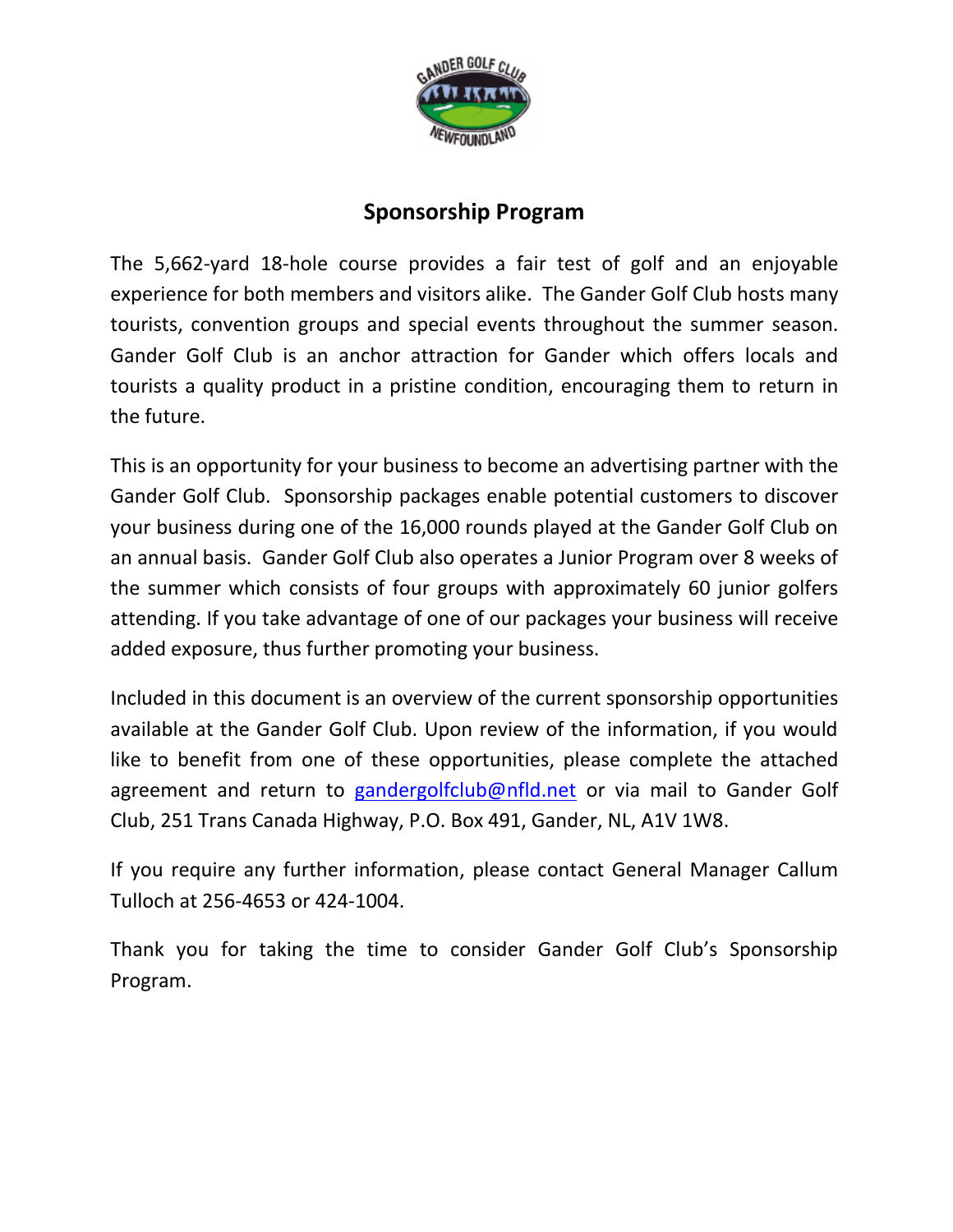## Sponsorship Program

The 5,662-yard 18-hole course provides a fair test of golf and an enjoyable experience for both members and visitors alike. The Gander Golf Club hosts many tourists, convention groups and special events throughout the summer season. Gander Golf Club is an anchor attraction for Gander which offers locals and tourists a quality product in a pristine condition, encouraging them to return in the future.

This is an opportunity for your business to become an advertising partner with the Gander Golf Club. Sponsorship packages enable potential customers to discover your business during one of the 16,000 rounds played at the Gander Golf Club on an annual basis. Gander Golf Club also operates a Junior Program over 8 weeks of the summer which consists of four groups with approximately 60 junior golfers attending. If you take advantage of one of our packages your business will receive added exposure, thus further promoting your business.

Included in this document is an overview of the current sponsorship opportunities available at the Gander Golf Club. Upon review of the information, if you would like to benefit from one of these opportunities, please complete the attached agreement and return to gandergolfclub@nfld.net or via mail to Gander Golf Club, 251 Trans Canada Highway, P.O. Box 491, Gander, NL, A1V 1W8.

If you require any further information, please contact General Manager Callum Tulloch at 256-4653 or 424-1004.

Thank you for taking the time to consider Gander Golf Club's Sponsorship Program.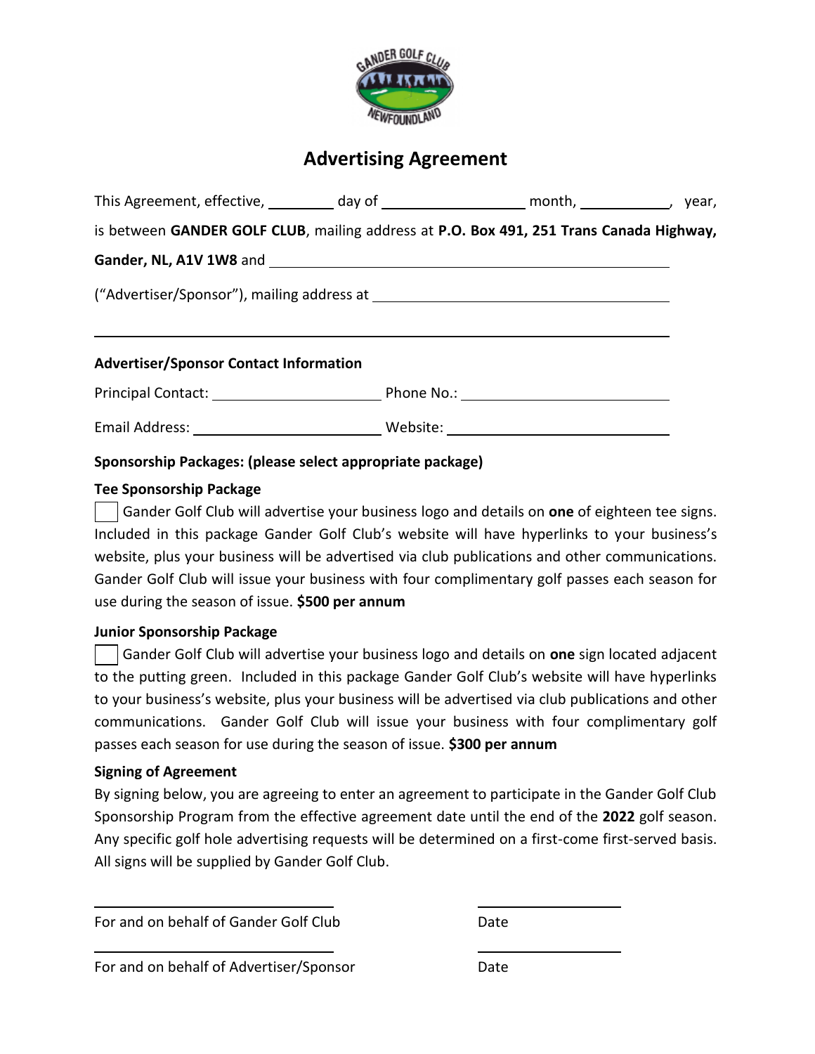# Advertising Agreement

This Agreement, effective, ________ day of __________________ month, ___________, year, is between **GANDER GOLF CLUB**, mailing address at **P.O. Box 491, 251 Trans Canada Highway, Gander, NL, A1V 1W8** and _______________________________________________

(“Advertiser/Sponsor”), mailing address at ___________________________________

_______________________________________________________________________

**Advertiser/Sponsor Contact Information**

Principal Contact: ______________________ Phone No.: ___________________________

Email Address: ________________________ Website: _____________________________

**Sponsorship Packages: (please select appropriate package)**

**Tee Sponsorship Package**

☐ Gander Golf Club will advertise your business logo and details on **one** of eighteen tee signs. Included in this package Gander Golf Club’s website will have hyperlinks to your business’s website, plus your business will be advertised via club publications and other communications. Gander Golf Club will issue your business with four complimentary golf passes each season for use during the season of issue. **$500 per annum**

**Junior Sponsorship Package**

☐ Gander Golf Club will advertise your business logo and details on **one** sign located adjacent to the putting green. Included in this package Gander Golf Club’s website will have hyperlinks to your business’s website, plus your business will be advertised via club publications and other communications. Gander Golf Club will issue your business with four complimentary golf passes each season for use during the season of issue. **$300 per annum**

**Signing of Agreement**

By signing below, you are agreeing to enter an agreement to participate in the Gander Golf Club Sponsorship Program from the effective agreement date until the end of the **2022** golf season. Any specific golf hole advertising requests will be determined on a first-come first-served basis. All signs will be supplied by Gander Golf Club.

_______________________________ &nbsp;&nbsp;&nbsp;&nbsp; ___________________

For and on behalf of Gander Golf Club &nbsp;&nbsp;&nbsp;&nbsp; Date

_______________________________ &nbsp;&nbsp;&nbsp;&nbsp; ___________________

For and on behalf of Advertiser/Sponsor &nbsp;&nbsp;&nbsp;&nbsp; Date